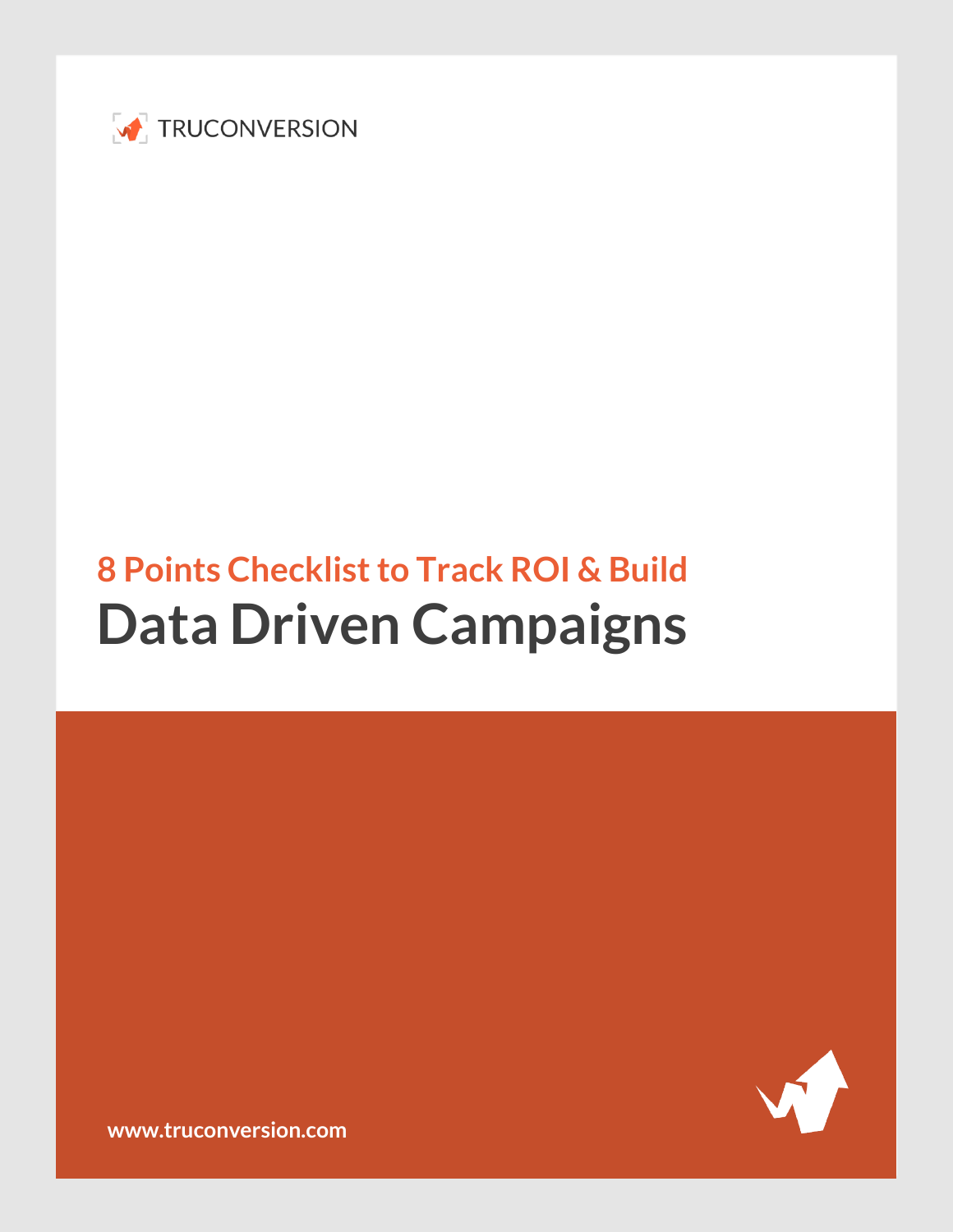TRUCONVERSION

## 8 Points Checklist to Track ROI & Build

# Data Driven Campaigns

www.truconversion.com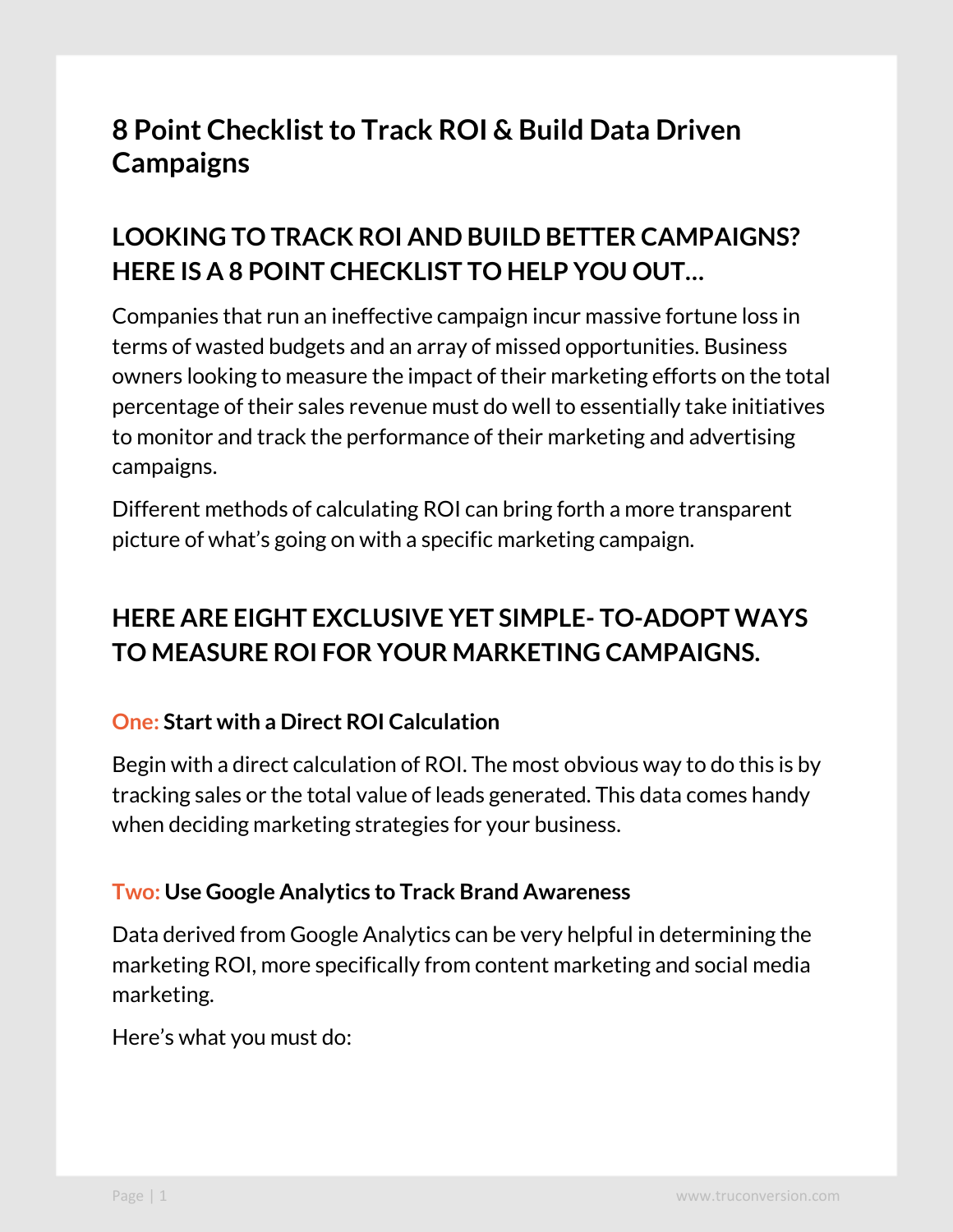# 8 Point Checklist to Track ROI & Build Data Driven Campaigns

## LOOKING TO TRACK ROI AND BUILD BETTER CAMPAIGNS? HERE IS A 8 POINT CHECKLIST TO HELP YOU OUT…

Companies that run an ineffective campaign incur massive fortune loss in terms of wasted budgets and an array of missed opportunities. Business owners looking to measure the impact of their marketing efforts on the total percentage of their sales revenue must do well to essentially take initiatives to monitor and track the performance of their marketing and advertising campaigns.

Different methods of calculating ROI can bring forth a more transparent picture of what's going on with a specific marketing campaign.

## HERE ARE EIGHT EXCLUSIVE YET SIMPLE- TO-ADOPT WAYS TO MEASURE ROI FOR YOUR MARKETING CAMPAIGNS.

### One: Start with a Direct ROI Calculation

Begin with a direct calculation of ROI. The most obvious way to do this is by tracking sales or the total value of leads generated. This data comes handy when deciding marketing strategies for your business.

### Two: Use Google Analytics to Track Brand Awareness

Data derived from Google Analytics can be very helpful in determining the marketing ROI, more specifically from content marketing and social media marketing.

Here's what you must do: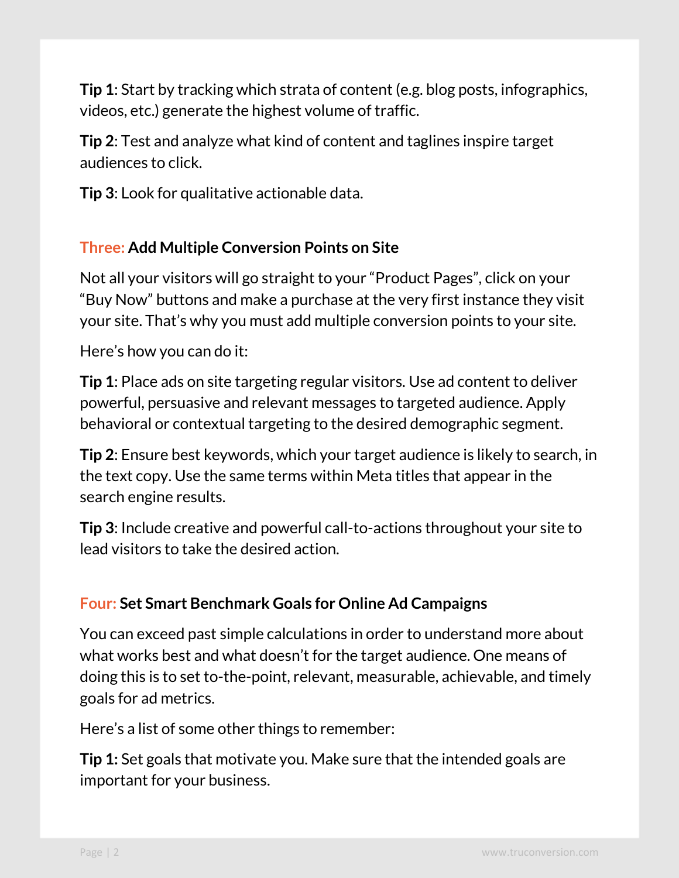**Tip 1**: Start by tracking which strata of content (e.g. blog posts, infographics, videos, etc.) generate the highest volume of traffic.

**Tip 2**: Test and analyze what kind of content and taglines inspire target audiences to click.

**Tip 3**: Look for qualitative actionable data.

### Three: Add Multiple Conversion Points on Site

Not all your visitors will go straight to your "Product Pages", click on your "Buy Now" buttons and make a purchase at the very first instance they visit your site. That's why you must add multiple conversion points to your site.

Here's how you can do it:

**Tip 1**: Place ads on site targeting regular visitors. Use ad content to deliver powerful, persuasive and relevant messages to targeted audience. Apply behavioral or contextual targeting to the desired demographic segment.

**Tip 2**: Ensure best keywords, which your target audience is likely to search, in the text copy. Use the same terms within Meta titles that appear in the search engine results.

**Tip 3**: Include creative and powerful call-to-actions throughout your site to lead visitors to take the desired action.

### Four: Set Smart Benchmark Goals for Online Ad Campaigns

You can exceed past simple calculations in order to understand more about what works best and what doesn't for the target audience. One means of doing this is to set to-the-point, relevant, measurable, achievable, and timely goals for ad metrics.

Here's a list of some other things to remember:

**Tip 1:** Set goals that motivate you. Make sure that the intended goals are important for your business.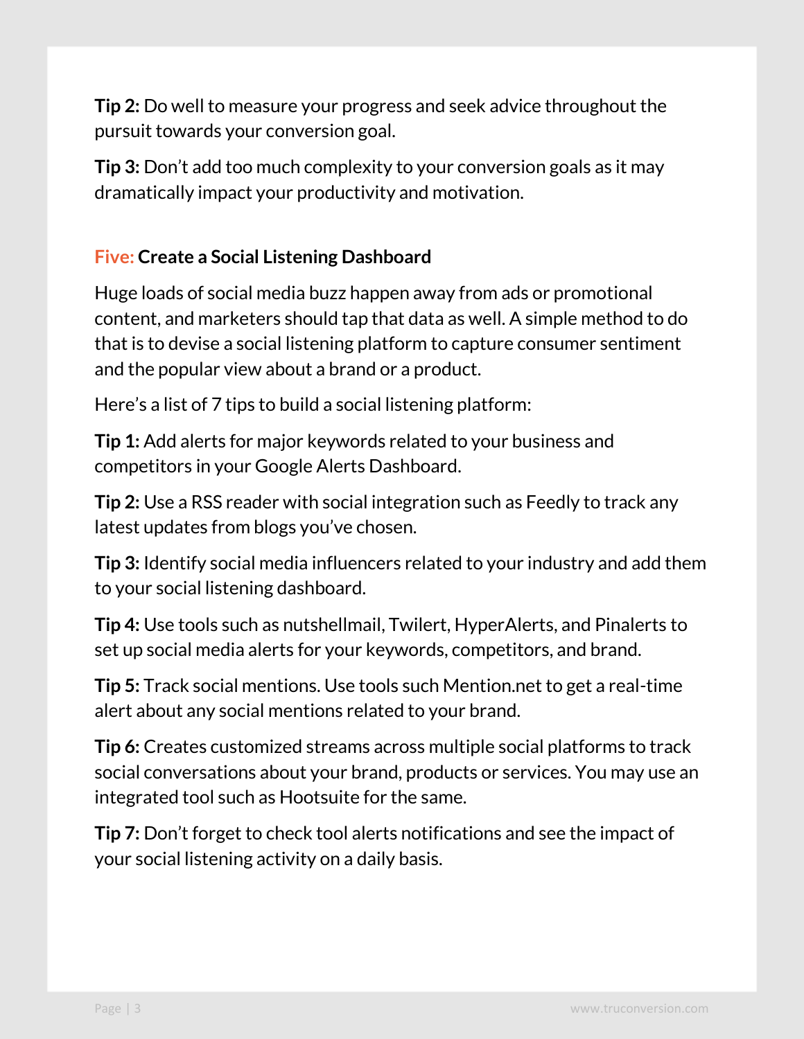**Tip 2:** Do well to measure your progress and seek advice throughout the pursuit towards your conversion goal.

**Tip 3:** Don't add too much complexity to your conversion goals as it may dramatically impact your productivity and motivation.

## Five: Create a Social Listening Dashboard

Huge loads of social media buzz happen away from ads or promotional content, and marketers should tap that data as well. A simple method to do that is to devise a social listening platform to capture consumer sentiment and the popular view about a brand or a product.

Here's a list of 7 tips to build a social listening platform:

**Tip 1:** Add alerts for major keywords related to your business and competitors in your Google Alerts Dashboard.

**Tip 2:** Use a RSS reader with social integration such as Feedly to track any latest updates from blogs you've chosen.

**Tip 3:** Identify social media influencers related to your industry and add them to your social listening dashboard.

**Tip 4:** Use tools such as nutshellmail, Twilert, HyperAlerts, and Pinalerts to set up social media alerts for your keywords, competitors, and brand.

**Tip 5:** Track social mentions. Use tools such Mention.net to get a real-time alert about any social mentions related to your brand.

**Tip 6:** Creates customized streams across multiple social platforms to track social conversations about your brand, products or services. You may use an integrated tool such as Hootsuite for the same.

**Tip 7:** Don't forget to check tool alerts notifications and see the impact of your social listening activity on a daily basis.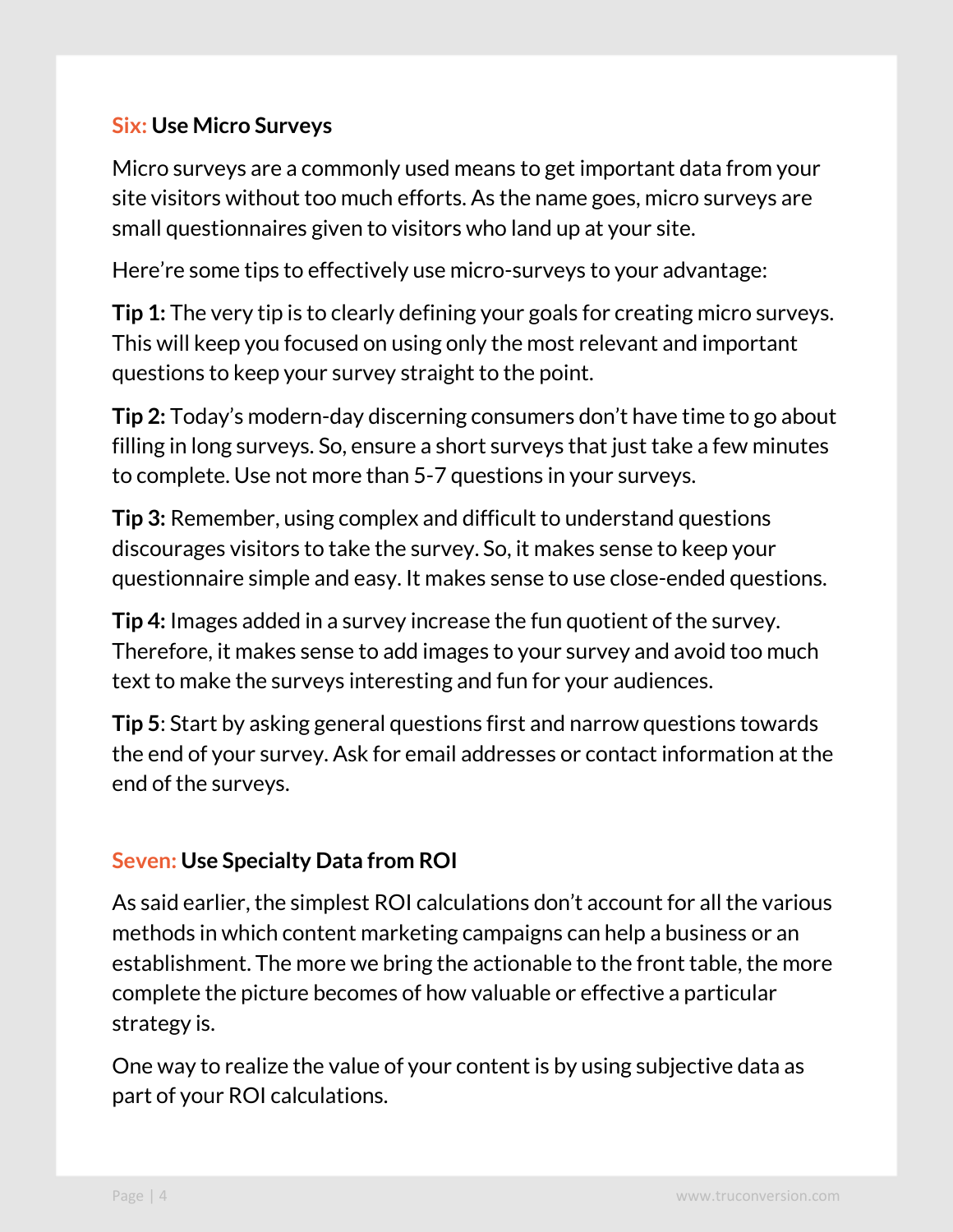### Six: Use Micro Surveys

Micro surveys are a commonly used means to get important data from your site visitors without too much efforts. As the name goes, micro surveys are small questionnaires given to visitors who land up at your site.

Here're some tips to effectively use micro-surveys to your advantage:

**Tip 1:** The very tip is to clearly defining your goals for creating micro surveys. This will keep you focused on using only the most relevant and important questions to keep your survey straight to the point.

**Tip 2:** Today's modern-day discerning consumers don't have time to go about filling in long surveys. So, ensure a short surveys that just take a few minutes to complete. Use not more than 5-7 questions in your surveys.

**Tip 3:** Remember, using complex and difficult to understand questions discourages visitors to take the survey. So, it makes sense to keep your questionnaire simple and easy. It makes sense to use close-ended questions.

**Tip 4:** Images added in a survey increase the fun quotient of the survey. Therefore, it makes sense to add images to your survey and avoid too much text to make the surveys interesting and fun for your audiences.

**Tip 5**: Start by asking general questions first and narrow questions towards the end of your survey. Ask for email addresses or contact information at the end of the surveys.

### Seven: Use Specialty Data from ROI

As said earlier, the simplest ROI calculations don't account for all the various methods in which content marketing campaigns can help a business or an establishment. The more we bring the actionable to the front table, the more complete the picture becomes of how valuable or effective a particular strategy is.

One way to realize the value of your content is by using subjective data as part of your ROI calculations.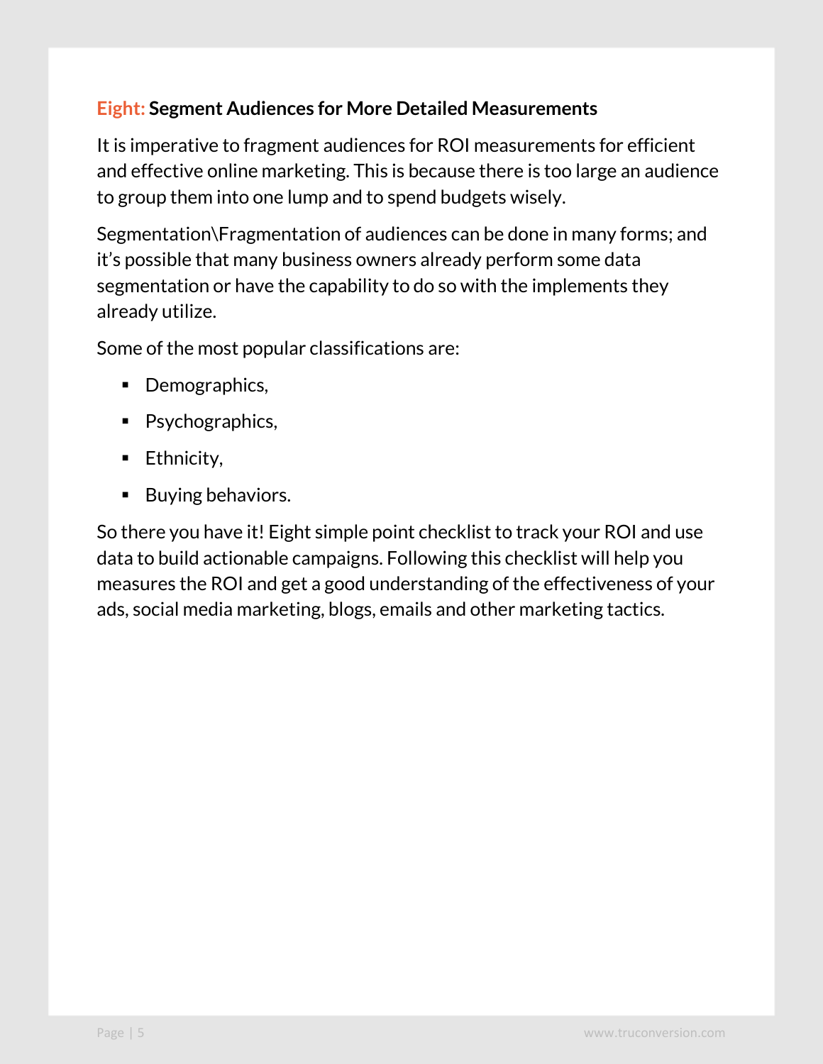## Eight: Segment Audiences for More Detailed Measurements

It is imperative to fragment audiences for ROI measurements for efficient and effective online marketing. This is because there is too large an audience to group them into one lump and to spend budgets wisely.

Segmentation\Fragmentation of audiences can be done in many forms; and it's possible that many business owners already perform some data segmentation or have the capability to do so with the implements they already utilize.

Some of the most popular classifications are:

- Demographics,
- Psychographics,
- Ethnicity,
- Buying behaviors.

So there you have it! Eight simple point checklist to track your ROI and use data to build actionable campaigns. Following this checklist will help you measures the ROI and get a good understanding of the effectiveness of your ads, social media marketing, blogs, emails and other marketing tactics.